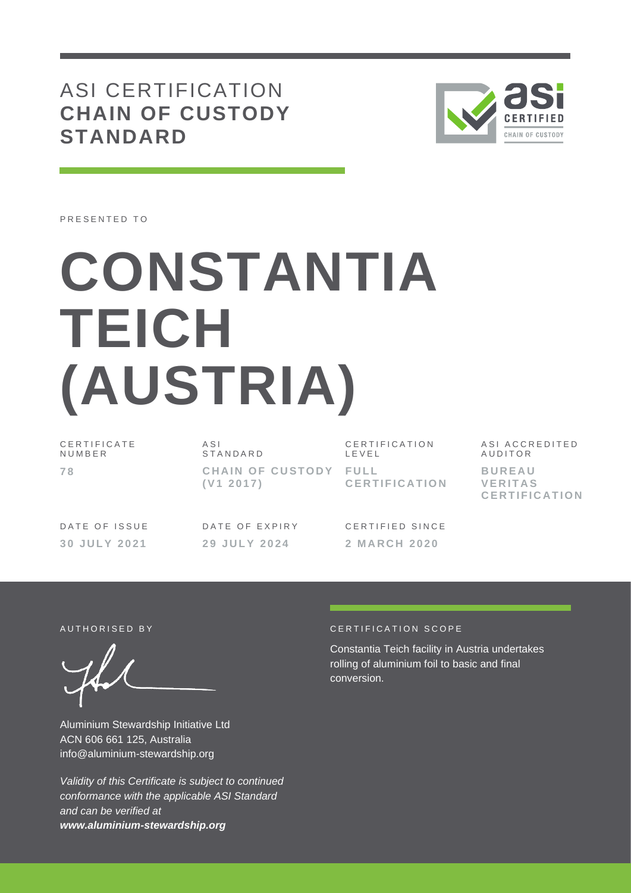# ASI CERTIFICATION
## CHAIN OF CUSTODY STANDARD

PRESENTED TO

# CONSTANTIA TEICH (AUSTRIA)

| CERTIFICATE NUMBER | ASI STANDARD | CERTIFICATION LEVEL | ASI ACCREDITED AUDITOR |
|---|---|---|---|
| **78** | **CHAIN OF CUSTODY (V1 2017)** | **FULL CERTIFICATION** | **BUREAU VERITAS CERTIFICATION** |

| DATE OF ISSUE | DATE OF EXPIRY | CERTIFIED SINCE |
|---|---|---|
| **30 JULY 2021** | **29 JULY 2024** | **2 MARCH 2020** |

AUTHORISED BY

Aluminium Stewardship Initiative Ltd
ACN 606 661 125, Australia
info@aluminium-stewardship.org

*Validity of this Certificate is subject to continued conformance with the applicable ASI Standard and can be verified at* ***www.aluminium-stewardship.org***

CERTIFICATION SCOPE

Constantia Teich facility in Austria undertakes rolling of aluminium foil to basic and final conversion.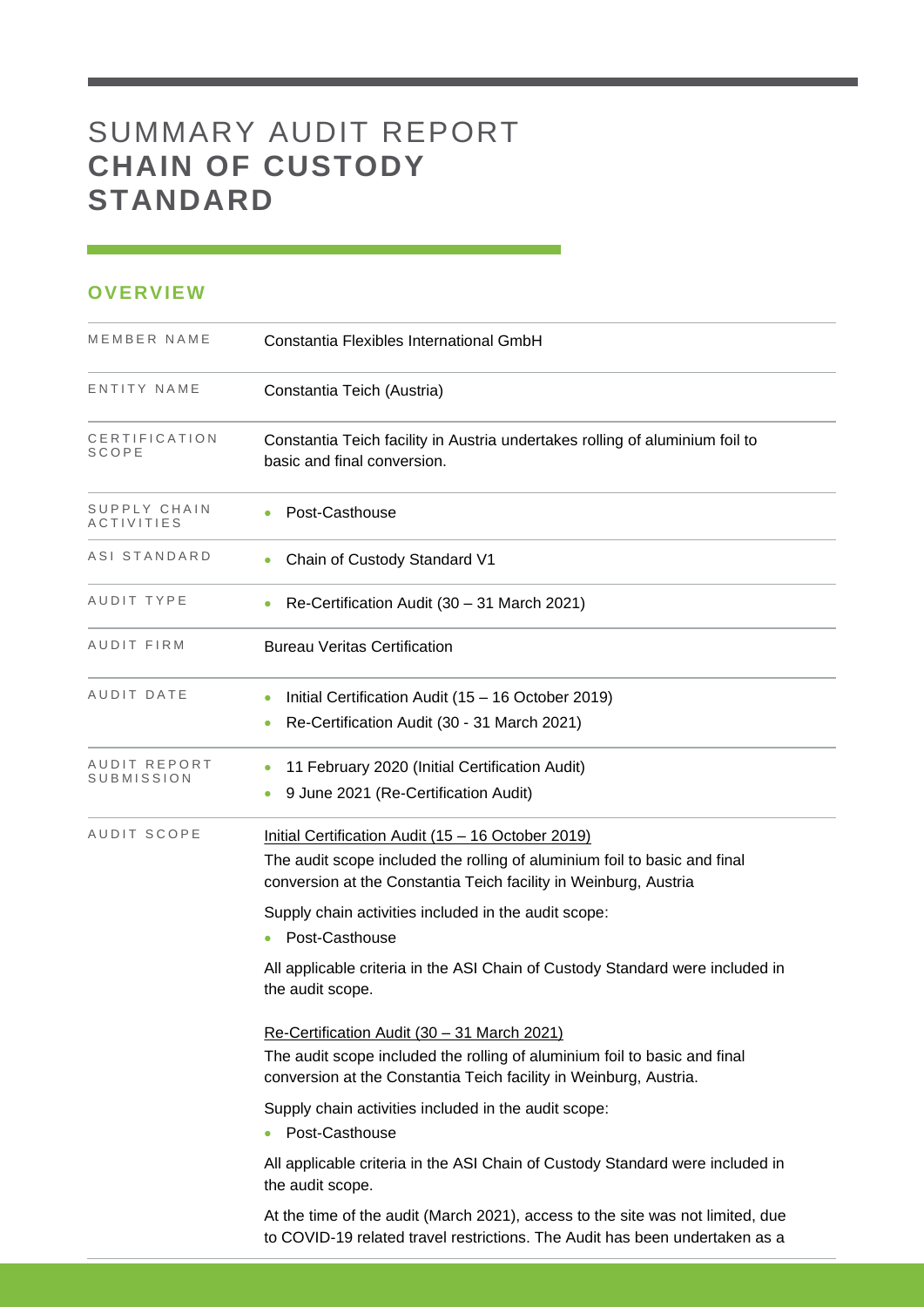# SUMMARY AUDIT REPORT **CHAIN OF CUSTODY STANDARD**

## OVERVIEW

| | |
|---|---|
| MEMBER NAME | Constantia Flexibles International GmbH |
| ENTITY NAME | Constantia Teich (Austria) |
| CERTIFICATION SCOPE | Constantia Teich facility in Austria undertakes rolling of aluminium foil to basic and final conversion. |
| SUPPLY CHAIN ACTIVITIES | • Post-Casthouse |
| ASI STANDARD | • Chain of Custody Standard V1 |
| AUDIT TYPE | • Re-Certification Audit (30 – 31 March 2021) |
| AUDIT FIRM | Bureau Veritas Certification |
| AUDIT DATE | • Initial Certification Audit (15 – 16 October 2019)<br>• Re-Certification Audit (30 - 31 March 2021) |
| AUDIT REPORT SUBMISSION | • 11 February 2020 (Initial Certification Audit)<br>• 9 June 2021 (Re-Certification Audit) |
| AUDIT SCOPE | Initial Certification Audit (15 – 16 October 2019)<br>The audit scope included the rolling of aluminium foil to basic and final conversion at the Constantia Teich facility in Weinburg, Austria<br><br>Supply chain activities included in the audit scope:<br>• Post-Casthouse<br><br>All applicable criteria in the ASI Chain of Custody Standard were included in the audit scope.<br><br>Re-Certification Audit (30 – 31 March 2021)<br>The audit scope included the rolling of aluminium foil to basic and final conversion at the Constantia Teich facility in Weinburg, Austria.<br><br>Supply chain activities included in the audit scope:<br>• Post-Casthouse<br><br>All applicable criteria in the ASI Chain of Custody Standard were included in the audit scope.<br><br>At the time of the audit (March 2021), access to the site was not limited, due to COVID-19 related travel restrictions. The Audit has been undertaken as a |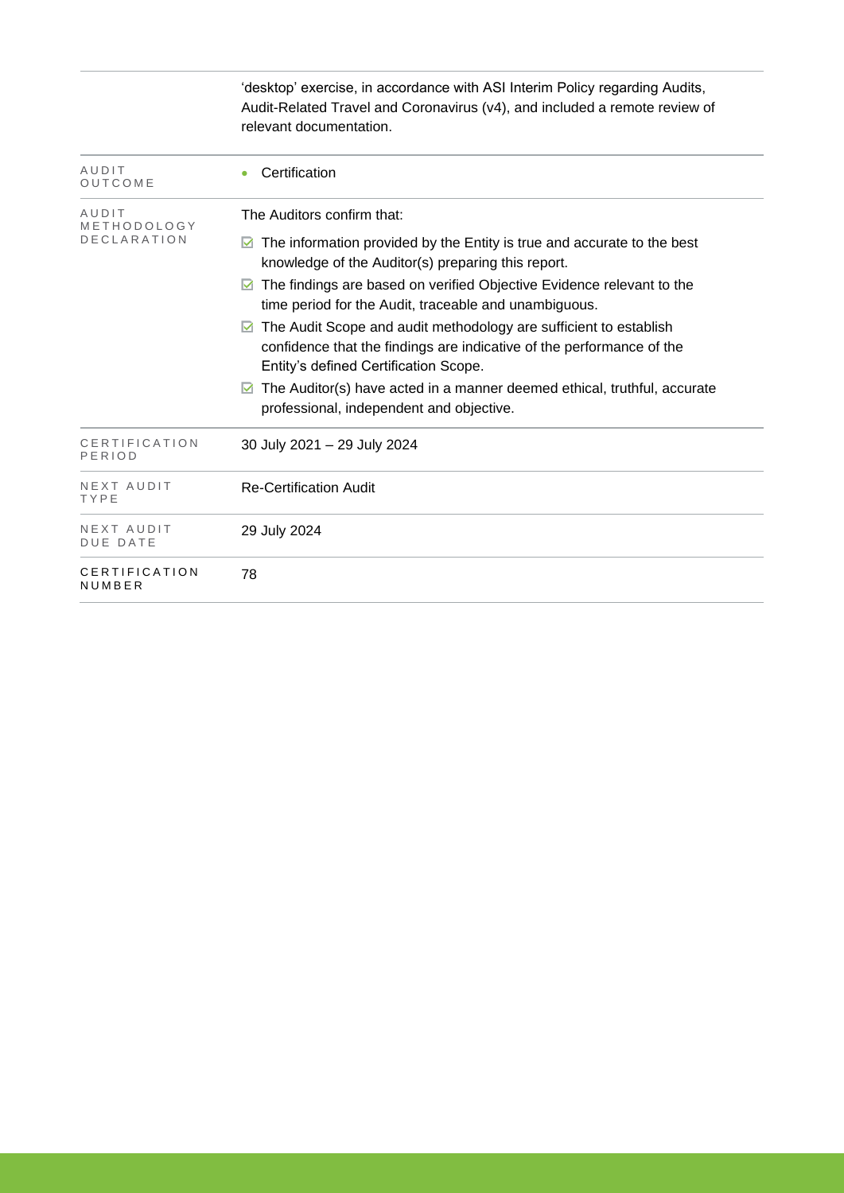| | |
|---|---|
| | 'desktop' exercise, in accordance with ASI Interim Policy regarding Audits, Audit-Related Travel and Coronavirus (v4), and included a remote review of relevant documentation. |
| AUDIT OUTCOME | • Certification |
| AUDIT METHODOLOGY DECLARATION | The Auditors confirm that:<br>☑ The information provided by the Entity is true and accurate to the best knowledge of the Auditor(s) preparing this report.<br>☑ The findings are based on verified Objective Evidence relevant to the time period for the Audit, traceable and unambiguous.<br>☑ The Audit Scope and audit methodology are sufficient to establish confidence that the findings are indicative of the performance of the Entity's defined Certification Scope.<br>☑ The Auditor(s) have acted in a manner deemed ethical, truthful, accurate professional, independent and objective. |
| CERTIFICATION PERIOD | 30 July 2021 – 29 July 2024 |
| NEXT AUDIT TYPE | Re-Certification Audit |
| NEXT AUDIT DUE DATE | 29 July 2024 |
| CERTIFICATION NUMBER | 78 |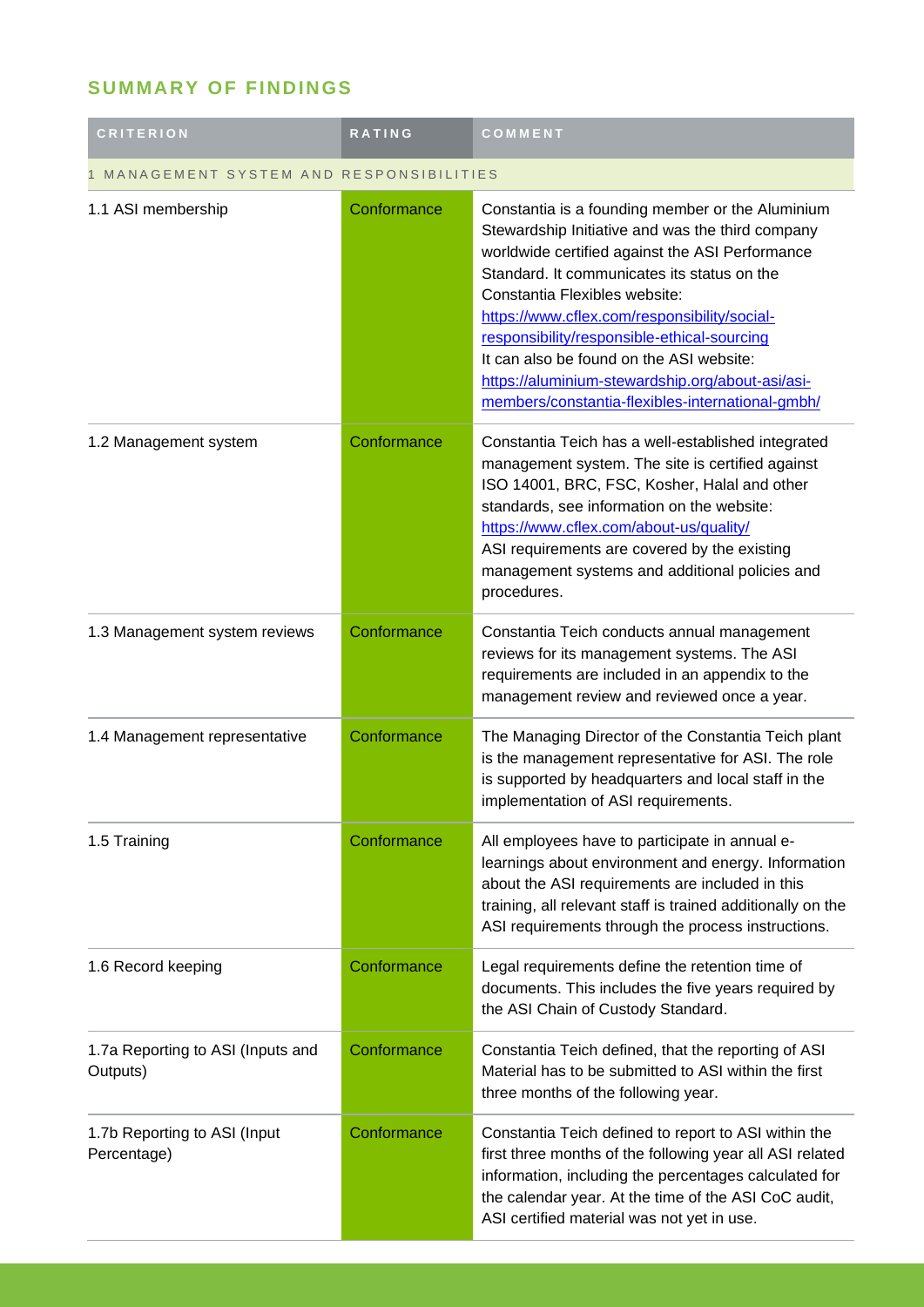## SUMMARY OF FINDINGS

| CRITERION | RATING | COMMENT |
|---|---|---|
| 1 MANAGEMENT SYSTEM AND RESPONSIBILITIES | | |
| 1.1 ASI membership | Conformance | Constantia is a founding member or the Aluminium Stewardship Initiative and was the third company worldwide certified against the ASI Performance Standard. It communicates its status on the Constantia Flexibles website: https://www.cflex.com/responsibility/social-responsibility/responsible-ethical-sourcing It can also be found on the ASI website: https://aluminium-stewardship.org/about-asi/asi-members/constantia-flexibles-international-gmbh/ |
| 1.2 Management system | Conformance | Constantia Teich has a well-established integrated management system. The site is certified against ISO 14001, BRC, FSC, Kosher, Halal and other standards, see information on the website: https://www.cflex.com/about-us/quality/ ASI requirements are covered by the existing management systems and additional policies and procedures. |
| 1.3 Management system reviews | Conformance | Constantia Teich conducts annual management reviews for its management systems. The ASI requirements are included in an appendix to the management review and reviewed once a year. |
| 1.4 Management representative | Conformance | The Managing Director of the Constantia Teich plant is the management representative for ASI. The role is supported by headquarters and local staff in the implementation of ASI requirements. |
| 1.5 Training | Conformance | All employees have to participate in annual e-learnings about environment and energy. Information about the ASI requirements are included in this training, all relevant staff is trained additionally on the ASI requirements through the process instructions. |
| 1.6 Record keeping | Conformance | Legal requirements define the retention time of documents. This includes the five years required by the ASI Chain of Custody Standard. |
| 1.7a Reporting to ASI (Inputs and Outputs) | Conformance | Constantia Teich defined, that the reporting of ASI Material has to be submitted to ASI within the first three months of the following year. |
| 1.7b Reporting to ASI (Input Percentage) | Conformance | Constantia Teich defined to report to ASI within the first three months of the following year all ASI related information, including the percentages calculated for the calendar year. At the time of the ASI CoC audit, ASI certified material was not yet in use. |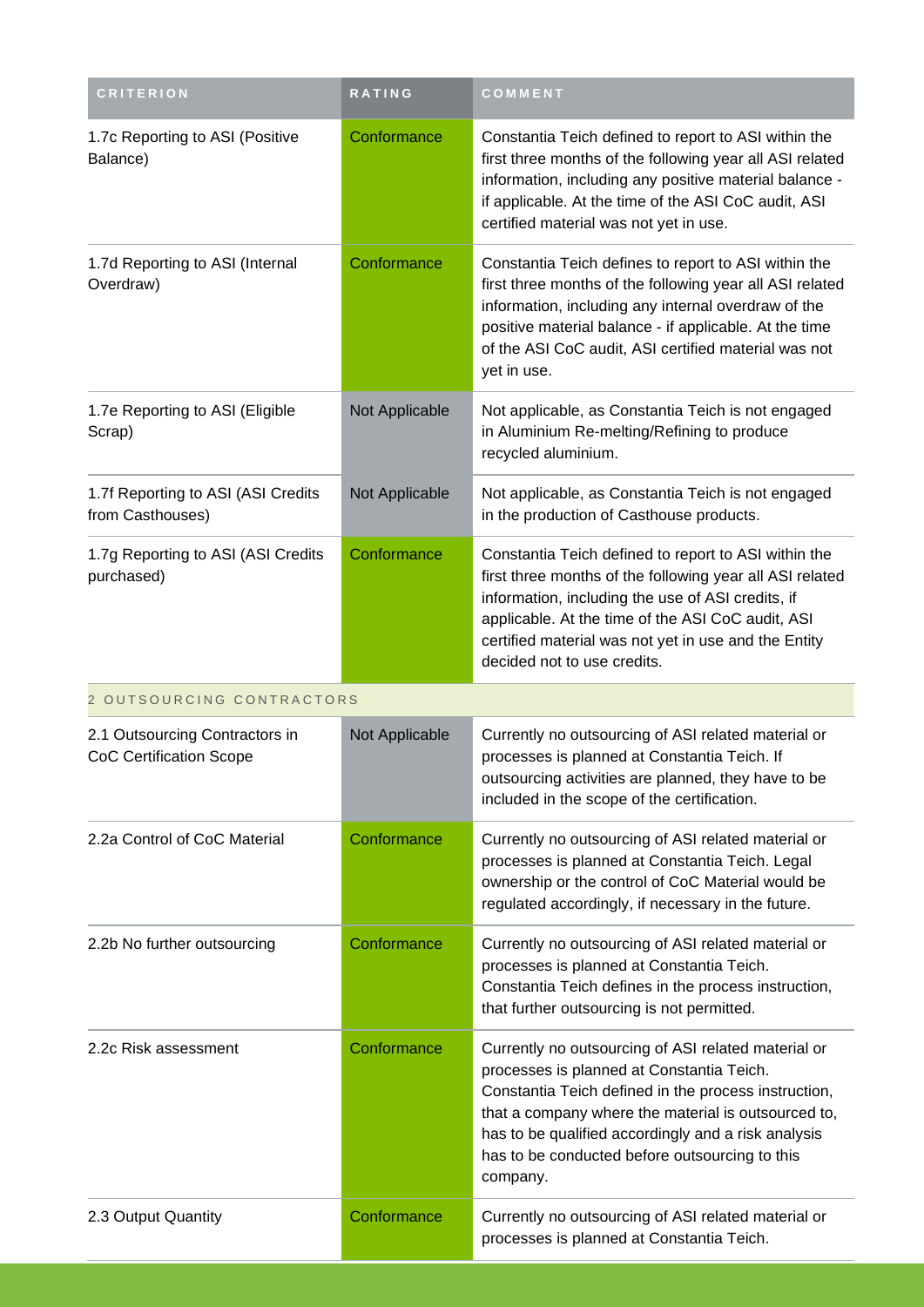| CRITERION | RATING | COMMENT |
| --- | --- | --- |
| 1.7c Reporting to ASI (Positive Balance) | Conformance | Constantia Teich defined to report to ASI within the first three months of the following year all ASI related information, including any positive material balance - if applicable. At the time of the ASI CoC audit, ASI certified material was not yet in use. |
| 1.7d Reporting to ASI (Internal Overdraw) | Conformance | Constantia Teich defines to report to ASI within the first three months of the following year all ASI related information, including any internal overdraw of the positive material balance - if applicable. At the time of the ASI CoC audit, ASI certified material was not yet in use. |
| 1.7e Reporting to ASI (Eligible Scrap) | Not Applicable | Not applicable, as Constantia Teich is not engaged in Aluminium Re-melting/Refining to produce recycled aluminium. |
| 1.7f Reporting to ASI (ASI Credits from Casthouses) | Not Applicable | Not applicable, as Constantia Teich is not engaged in the production of Casthouse products. |
| 1.7g Reporting to ASI (ASI Credits purchased) | Conformance | Constantia Teich defined to report to ASI within the first three months of the following year all ASI related information, including the use of ASI credits, if applicable. At the time of the ASI CoC audit, ASI certified material was not yet in use and the Entity decided not to use credits. |
| **2 OUTSOURCING CONTRACTORS** | | |
| 2.1 Outsourcing Contractors in CoC Certification Scope | Not Applicable | Currently no outsourcing of ASI related material or processes is planned at Constantia Teich. If outsourcing activities are planned, they have to be included in the scope of the certification. |
| 2.2a Control of CoC Material | Conformance | Currently no outsourcing of ASI related material or processes is planned at Constantia Teich. Legal ownership or the control of CoC Material would be regulated accordingly, if necessary in the future. |
| 2.2b No further outsourcing | Conformance | Currently no outsourcing of ASI related material or processes is planned at Constantia Teich. Constantia Teich defines in the process instruction, that further outsourcing is not permitted. |
| 2.2c Risk assessment | Conformance | Currently no outsourcing of ASI related material or processes is planned at Constantia Teich. Constantia Teich defined in the process instruction, that a company where the material is outsourced to, has to be qualified accordingly and a risk analysis has to be conducted before outsourcing to this company. |
| 2.3 Output Quantity | Conformance | Currently no outsourcing of ASI related material or processes is planned at Constantia Teich. |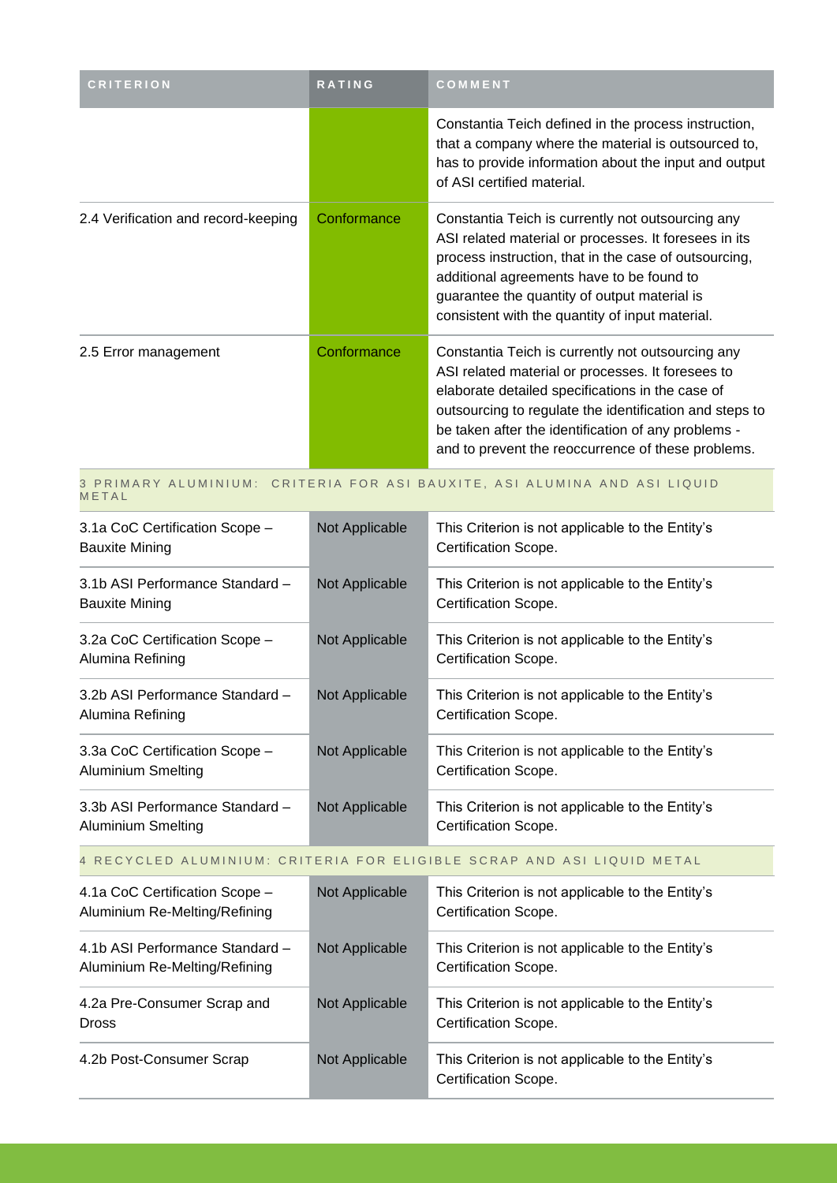| CRITERION | RATING | COMMENT |
| --- | --- | --- |
| | | Constantia Teich defined in the process instruction, that a company where the material is outsourced to, has to provide information about the input and output of ASI certified material. |
| 2.4 Verification and record-keeping | Conformance | Constantia Teich is currently not outsourcing any ASI related material or processes. It foresees in its process instruction, that in the case of outsourcing, additional agreements have to be found to guarantee the quantity of output material is consistent with the quantity of input material. |
| 2.5 Error management | Conformance | Constantia Teich is currently not outsourcing any ASI related material or processes. It foresees to elaborate detailed specifications in the case of outsourcing to regulate the identification and steps to be taken after the identification of any problems - and to prevent the reoccurrence of these problems. |
| 3 PRIMARY ALUMINIUM: CRITERIA FOR ASI BAUXITE, ASI ALUMINA AND ASI LIQUID METAL | | |
| 3.1a CoC Certification Scope – Bauxite Mining | Not Applicable | This Criterion is not applicable to the Entity's Certification Scope. |
| 3.1b ASI Performance Standard – Bauxite Mining | Not Applicable | This Criterion is not applicable to the Entity's Certification Scope. |
| 3.2a CoC Certification Scope – Alumina Refining | Not Applicable | This Criterion is not applicable to the Entity's Certification Scope. |
| 3.2b ASI Performance Standard – Alumina Refining | Not Applicable | This Criterion is not applicable to the Entity's Certification Scope. |
| 3.3a CoC Certification Scope – Aluminium Smelting | Not Applicable | This Criterion is not applicable to the Entity's Certification Scope. |
| 3.3b ASI Performance Standard – Aluminium Smelting | Not Applicable | This Criterion is not applicable to the Entity's Certification Scope. |
| 4 RECYCLED ALUMINIUM: CRITERIA FOR ELIGIBLE SCRAP AND ASI LIQUID METAL | | |
| 4.1a CoC Certification Scope – Aluminium Re-Melting/Refining | Not Applicable | This Criterion is not applicable to the Entity's Certification Scope. |
| 4.1b ASI Performance Standard – Aluminium Re-Melting/Refining | Not Applicable | This Criterion is not applicable to the Entity's Certification Scope. |
| 4.2a Pre-Consumer Scrap and Dross | Not Applicable | This Criterion is not applicable to the Entity's Certification Scope. |
| 4.2b Post-Consumer Scrap | Not Applicable | This Criterion is not applicable to the Entity's Certification Scope. |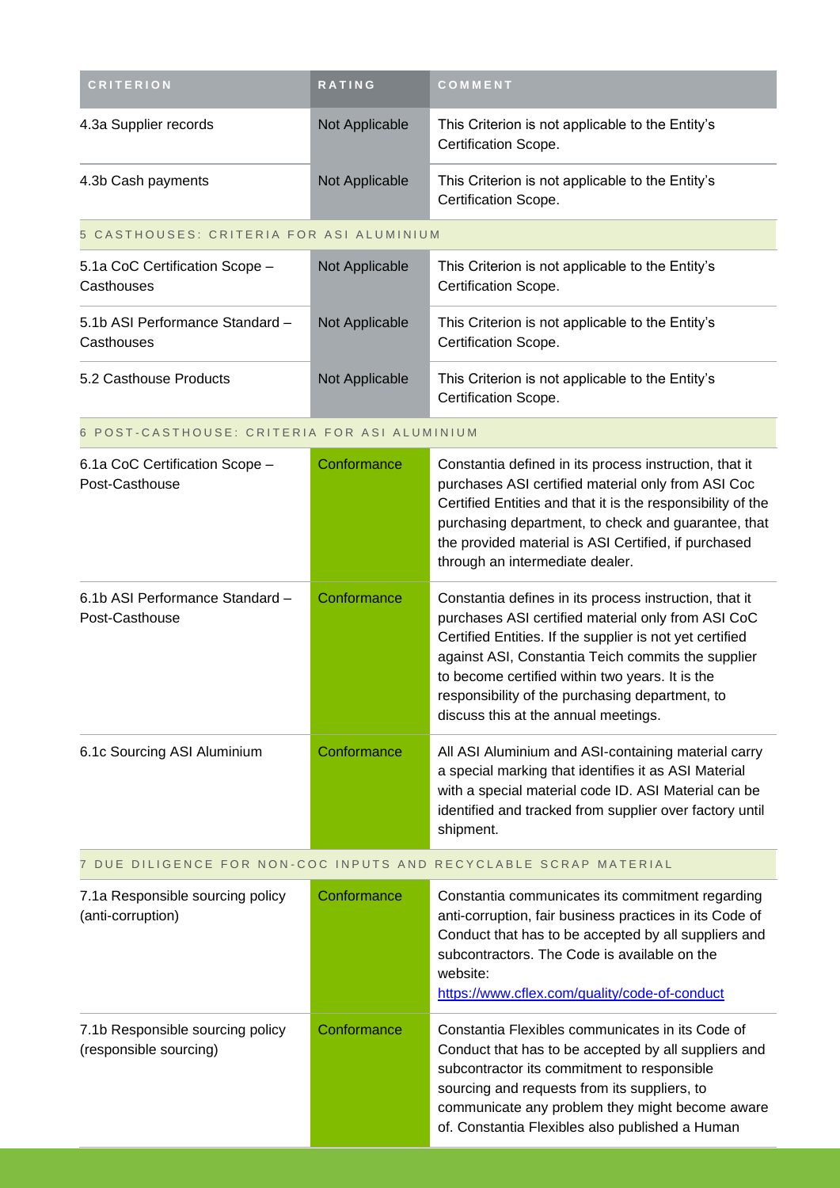| CRITERION | RATING | COMMENT |
|---|---|---|
| 4.3a Supplier records | Not Applicable | This Criterion is not applicable to the Entity's Certification Scope. |
| 4.3b Cash payments | Not Applicable | This Criterion is not applicable to the Entity's Certification Scope. |
| 5 CASTHOUSES: CRITERIA FOR ASI ALUMINIUM | | |
| 5.1a CoC Certification Scope – Casthouses | Not Applicable | This Criterion is not applicable to the Entity's Certification Scope. |
| 5.1b ASI Performance Standard – Casthouses | Not Applicable | This Criterion is not applicable to the Entity's Certification Scope. |
| 5.2 Casthouse Products | Not Applicable | This Criterion is not applicable to the Entity's Certification Scope. |
| 6 POST-CASTHOUSE: CRITERIA FOR ASI ALUMINIUM | | |
| 6.1a CoC Certification Scope – Post-Casthouse | Conformance | Constantia defined in its process instruction, that it purchases ASI certified material only from ASI Coc Certified Entities and that it is the responsibility of the purchasing department, to check and guarantee, that the provided material is ASI Certified, if purchased through an intermediate dealer. |
| 6.1b ASI Performance Standard – Post-Casthouse | Conformance | Constantia defines in its process instruction, that it purchases ASI certified material only from ASI CoC Certified Entities. If the supplier is not yet certified against ASI, Constantia Teich commits the supplier to become certified within two years. It is the responsibility of the purchasing department, to discuss this at the annual meetings. |
| 6.1c Sourcing ASI Aluminium | Conformance | All ASI Aluminium and ASI-containing material carry a special marking that identifies it as ASI Material with a special material code ID. ASI Material can be identified and tracked from supplier over factory until shipment. |
| 7 DUE DILIGENCE FOR NON-COC INPUTS AND RECYCLABLE SCRAP MATERIAL | | |
| 7.1a Responsible sourcing policy (anti-corruption) | Conformance | Constantia communicates its commitment regarding anti-corruption, fair business practices in its Code of Conduct that has to be accepted by all suppliers and subcontractors. The Code is available on the website: https://www.cflex.com/quality/code-of-conduct |
| 7.1b Responsible sourcing policy (responsible sourcing) | Conformance | Constantia Flexibles communicates in its Code of Conduct that has to be accepted by all suppliers and subcontractor its commitment to responsible sourcing and requests from its suppliers, to communicate any problem they might become aware of. Constantia Flexibles also published a Human |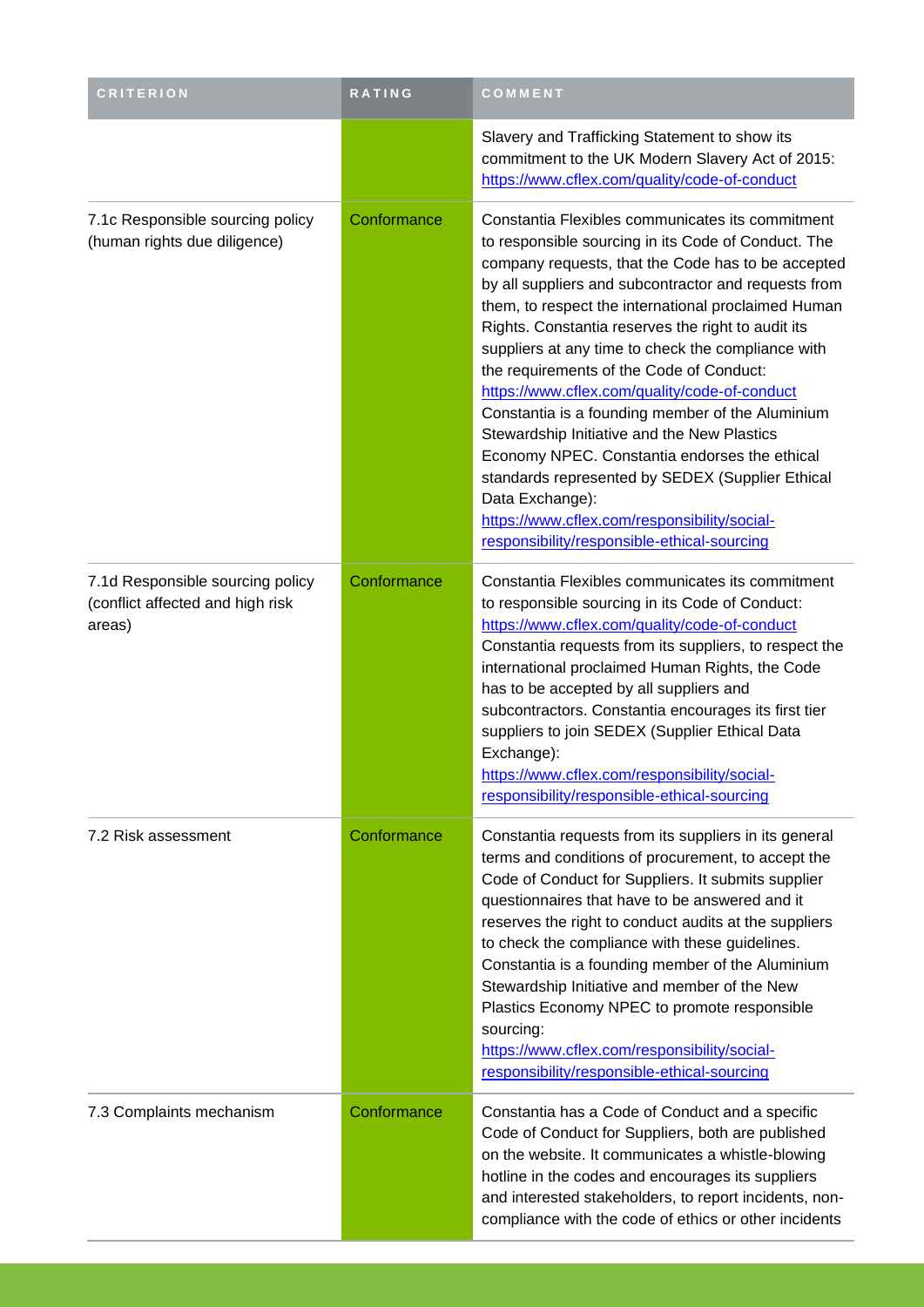| CRITERION | RATING | COMMENT |
| --- | --- | --- |
| | | Slavery and Trafficking Statement to show its commitment to the UK Modern Slavery Act of 2015: https://www.cflex.com/quality/code-of-conduct |
| 7.1c Responsible sourcing policy (human rights due diligence) | Conformance | Constantia Flexibles communicates its commitment to responsible sourcing in its Code of Conduct. The company requests, that the Code has to be accepted by all suppliers and subcontractor and requests from them, to respect the international proclaimed Human Rights. Constantia reserves the right to audit its suppliers at any time to check the compliance with the requirements of the Code of Conduct: https://www.cflex.com/quality/code-of-conduct Constantia is a founding member of the Aluminium Stewardship Initiative and the New Plastics Economy NPEC. Constantia endorses the ethical standards represented by SEDEX (Supplier Ethical Data Exchange): https://www.cflex.com/responsibility/social-responsibility/responsible-ethical-sourcing |
| 7.1d Responsible sourcing policy (conflict affected and high risk areas) | Conformance | Constantia Flexibles communicates its commitment to responsible sourcing in its Code of Conduct: https://www.cflex.com/quality/code-of-conduct Constantia requests from its suppliers, to respect the international proclaimed Human Rights, the Code has to be accepted by all suppliers and subcontractors. Constantia encourages its first tier suppliers to join SEDEX (Supplier Ethical Data Exchange): https://www.cflex.com/responsibility/social-responsibility/responsible-ethical-sourcing |
| 7.2 Risk assessment | Conformance | Constantia requests from its suppliers in its general terms and conditions of procurement, to accept the Code of Conduct for Suppliers. It submits supplier questionnaires that have to be answered and it reserves the right to conduct audits at the suppliers to check the compliance with these guidelines. Constantia is a founding member of the Aluminium Stewardship Initiative and member of the New Plastics Economy NPEC to promote responsible sourcing: https://www.cflex.com/responsibility/social-responsibility/responsible-ethical-sourcing |
| 7.3 Complaints mechanism | Conformance | Constantia has a Code of Conduct and a specific Code of Conduct for Suppliers, both are published on the website. It communicates a whistle-blowing hotline in the codes and encourages its suppliers and interested stakeholders, to report incidents, non-compliance with the code of ethics or other incidents |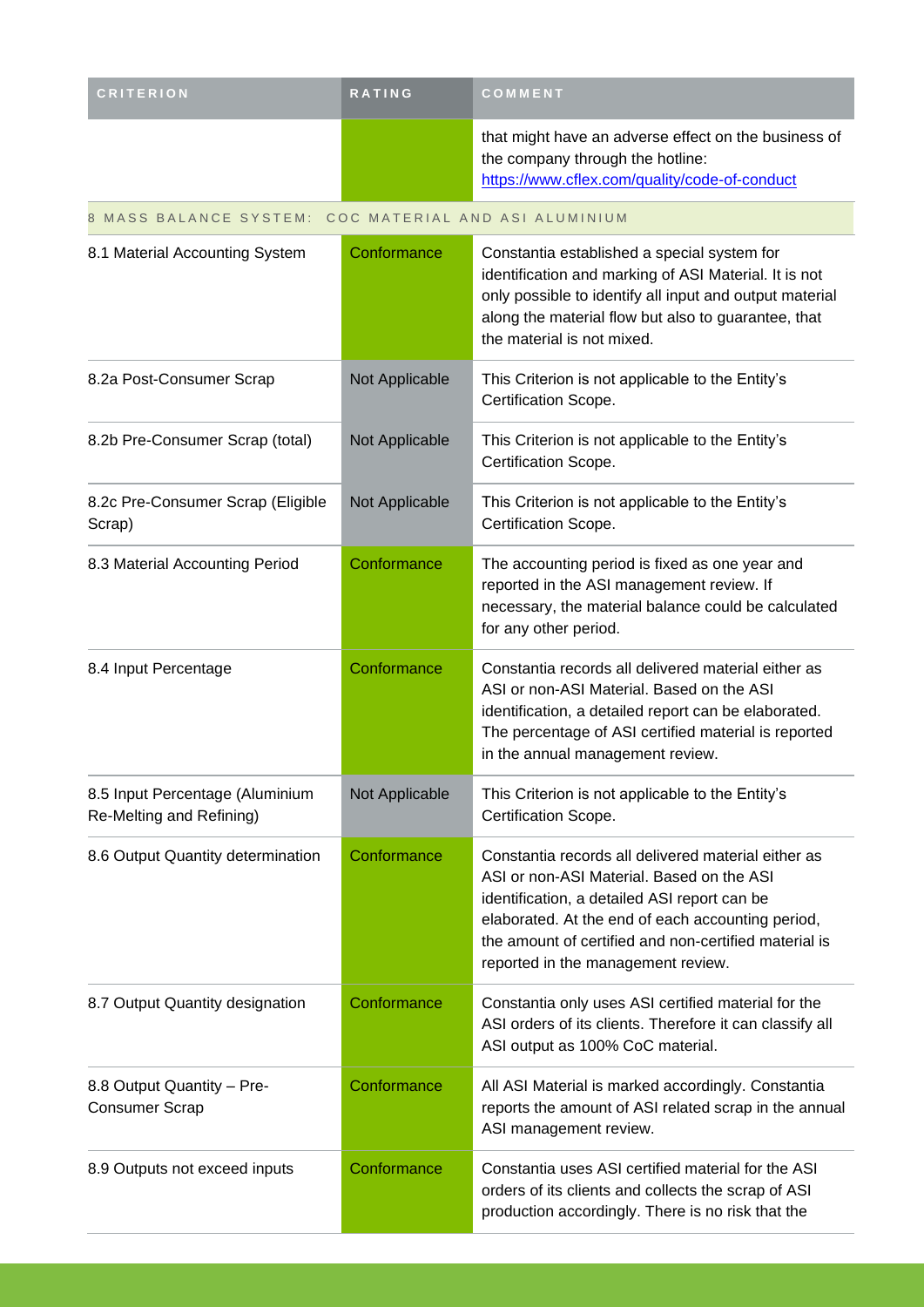| CRITERION | RATING | COMMENT |
| --- | --- | --- |
| | | that might have an adverse effect on the business of the company through the hotline: https://www.cflex.com/quality/code-of-conduct |
| **8 MASS BALANCE SYSTEM: COC MATERIAL AND ASI ALUMINIUM** | | |
| 8.1 Material Accounting System | Conformance | Constantia established a special system for identification and marking of ASI Material. It is not only possible to identify all input and output material along the material flow but also to guarantee, that the material is not mixed. |
| 8.2a Post-Consumer Scrap | Not Applicable | This Criterion is not applicable to the Entity's Certification Scope. |
| 8.2b Pre-Consumer Scrap (total) | Not Applicable | This Criterion is not applicable to the Entity's Certification Scope. |
| 8.2c Pre-Consumer Scrap (Eligible Scrap) | Not Applicable | This Criterion is not applicable to the Entity's Certification Scope. |
| 8.3 Material Accounting Period | Conformance | The accounting period is fixed as one year and reported in the ASI management review. If necessary, the material balance could be calculated for any other period. |
| 8.4 Input Percentage | Conformance | Constantia records all delivered material either as ASI or non-ASI Material. Based on the ASI identification, a detailed report can be elaborated. The percentage of ASI certified material is reported in the annual management review. |
| 8.5 Input Percentage (Aluminium Re-Melting and Refining) | Not Applicable | This Criterion is not applicable to the Entity's Certification Scope. |
| 8.6 Output Quantity determination | Conformance | Constantia records all delivered material either as ASI or non-ASI Material. Based on the ASI identification, a detailed ASI report can be elaborated. At the end of each accounting period, the amount of certified and non-certified material is reported in the management review. |
| 8.7 Output Quantity designation | Conformance | Constantia only uses ASI certified material for the ASI orders of its clients. Therefore it can classify all ASI output as 100% CoC material. |
| 8.8 Output Quantity – Pre-Consumer Scrap | Conformance | All ASI Material is marked accordingly. Constantia reports the amount of ASI related scrap in the annual ASI management review. |
| 8.9 Outputs not exceed inputs | Conformance | Constantia uses ASI certified material for the ASI orders of its clients and collects the scrap of ASI production accordingly. There is no risk that the |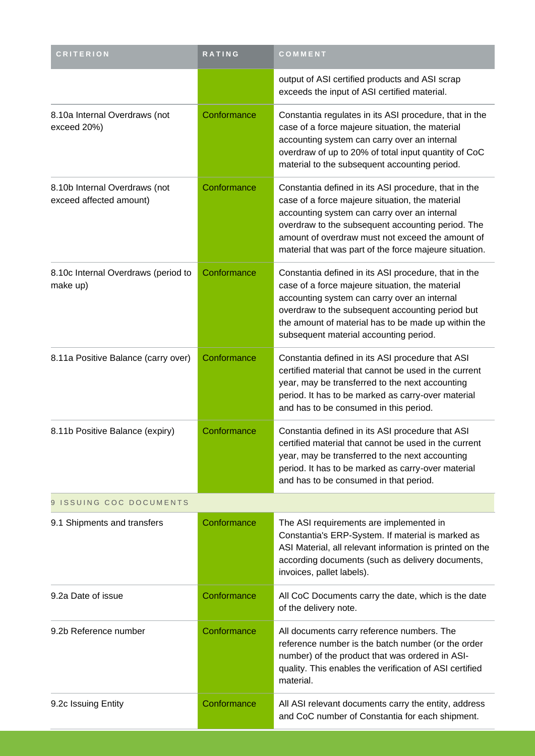| CRITERION | RATING | COMMENT |
| --- | --- | --- |
| | | output of ASI certified products and ASI scrap exceeds the input of ASI certified material. |
| 8.10a Internal Overdraws (not exceed 20%) | Conformance | Constantia regulates in its ASI procedure, that in the case of a force majeure situation, the material accounting system can carry over an internal overdraw of up to 20% of total input quantity of CoC material to the subsequent accounting period. |
| 8.10b Internal Overdraws (not exceed affected amount) | Conformance | Constantia defined in its ASI procedure, that in the case of a force majeure situation, the material accounting system can carry over an internal overdraw to the subsequent accounting period. The amount of overdraw must not exceed the amount of material that was part of the force majeure situation. |
| 8.10c Internal Overdraws (period to make up) | Conformance | Constantia defined in its ASI procedure, that in the case of a force majeure situation, the material accounting system can carry over an internal overdraw to the subsequent accounting period but the amount of material has to be made up within the subsequent material accounting period. |
| 8.11a Positive Balance (carry over) | Conformance | Constantia defined in its ASI procedure that ASI certified material that cannot be used in the current year, may be transferred to the next accounting period. It has to be marked as carry-over material and has to be consumed in this period. |
| 8.11b Positive Balance (expiry) | Conformance | Constantia defined in its ASI procedure that ASI certified material that cannot be used in the current year, may be transferred to the next accounting period. It has to be marked as carry-over material and has to be consumed in that period. |
| 9 ISSUING COC DOCUMENTS | | |
| 9.1 Shipments and transfers | Conformance | The ASI requirements are implemented in Constantia's ERP-System. If material is marked as ASI Material, all relevant information is printed on the according documents (such as delivery documents, invoices, pallet labels). |
| 9.2a Date of issue | Conformance | All CoC Documents carry the date, which is the date of the delivery note. |
| 9.2b Reference number | Conformance | All documents carry reference numbers. The reference number is the batch number (or the order number) of the product that was ordered in ASI-quality. This enables the verification of ASI certified material. |
| 9.2c Issuing Entity | Conformance | All ASI relevant documents carry the entity, address and CoC number of Constantia for each shipment. |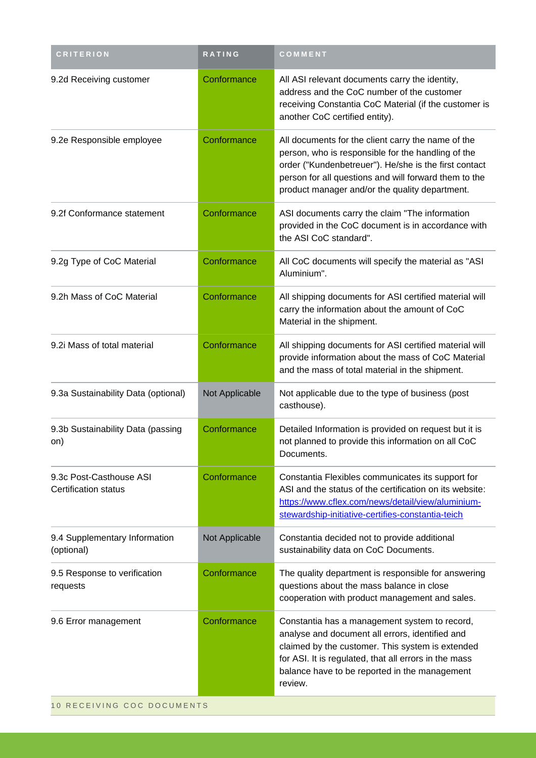| CRITERION | RATING | COMMENT |
| --- | --- | --- |
| 9.2d Receiving customer | Conformance | All ASI relevant documents carry the identity, address and the CoC number of the customer receiving Constantia CoC Material (if the customer is another CoC certified entity). |
| 9.2e Responsible employee | Conformance | All documents for the client carry the name of the person, who is responsible for the handling of the order ("Kundenbetreuer"). He/she is the first contact person for all questions and will forward them to the product manager and/or the quality department. |
| 9.2f Conformance statement | Conformance | ASI documents carry the claim "The information provided in the CoC document is in accordance with the ASI CoC standard". |
| 9.2g Type of CoC Material | Conformance | All CoC documents will specify the material as "ASI Aluminium". |
| 9.2h Mass of CoC Material | Conformance | All shipping documents for ASI certified material will carry the information about the amount of CoC Material in the shipment. |
| 9.2i Mass of total material | Conformance | All shipping documents for ASI certified material will provide information about the mass of CoC Material and the mass of total material in the shipment. |
| 9.3a Sustainability Data (optional) | Not Applicable | Not applicable due to the type of business (post casthouse). |
| 9.3b Sustainability Data (passing on) | Conformance | Detailed Information is provided on request but it is not planned to provide this information on all CoC Documents. |
| 9.3c Post-Casthouse ASI Certification status | Conformance | Constantia Flexibles communicates its support for ASI and the status of the certification on its website: [https://www.cflex.com/news/detail/view/aluminium-stewardship-initiative-certifies-constantia-teich](https://www.cflex.com/news/detail/view/aluminium-stewardship-initiative-certifies-constantia-teich) |
| 9.4 Supplementary Information (optional) | Not Applicable | Constantia decided not to provide additional sustainability data on CoC Documents. |
| 9.5 Response to verification requests | Conformance | The quality department is responsible for answering questions about the mass balance in close cooperation with product management and sales. |
| 9.6 Error management | Conformance | Constantia has a management system to record, analyse and document all errors, identified and claimed by the customer. This system is extended for ASI. It is regulated, that all errors in the mass balance have to be reported in the management review. |
| 10 RECEIVING COC DOCUMENTS | | |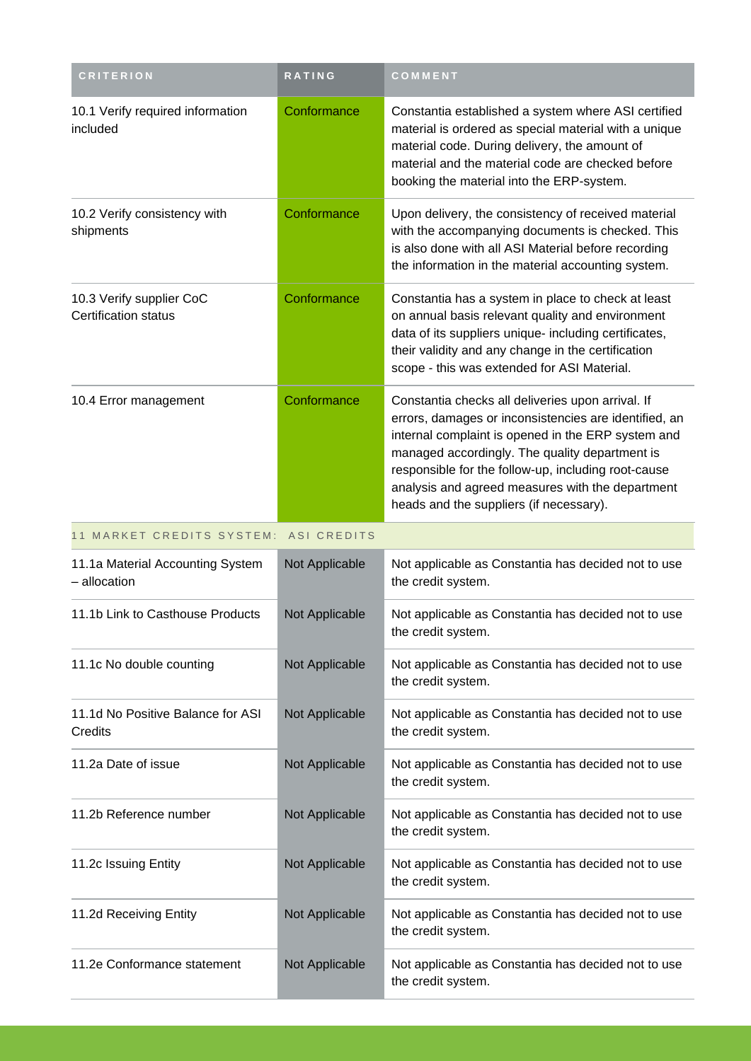| CRITERION | RATING | COMMENT |
| --- | --- | --- |
| 10.1 Verify required information included | Conformance | Constantia established a system where ASI certified material is ordered as special material with a unique material code. During delivery, the amount of material and the material code are checked before booking the material into the ERP-system. |
| 10.2 Verify consistency with shipments | Conformance | Upon delivery, the consistency of received material with the accompanying documents is checked. This is also done with all ASI Material before recording the information in the material accounting system. |
| 10.3 Verify supplier CoC Certification status | Conformance | Constantia has a system in place to check at least on annual basis relevant quality and environment data of its suppliers unique- including certificates, their validity and any change in the certification scope - this was extended for ASI Material. |
| 10.4 Error management | Conformance | Constantia checks all deliveries upon arrival. If errors, damages or inconsistencies are identified, an internal complaint is opened in the ERP system and managed accordingly. The quality department is responsible for the follow-up, including root-cause analysis and agreed measures with the department heads and the suppliers (if necessary). |
| 11 MARKET CREDITS SYSTEM: ASI CREDITS | | |
| 11.1a Material Accounting System – allocation | Not Applicable | Not applicable as Constantia has decided not to use the credit system. |
| 11.1b Link to Casthouse Products | Not Applicable | Not applicable as Constantia has decided not to use the credit system. |
| 11.1c No double counting | Not Applicable | Not applicable as Constantia has decided not to use the credit system. |
| 11.1d No Positive Balance for ASI Credits | Not Applicable | Not applicable as Constantia has decided not to use the credit system. |
| 11.2a Date of issue | Not Applicable | Not applicable as Constantia has decided not to use the credit system. |
| 11.2b Reference number | Not Applicable | Not applicable as Constantia has decided not to use the credit system. |
| 11.2c Issuing Entity | Not Applicable | Not applicable as Constantia has decided not to use the credit system. |
| 11.2d Receiving Entity | Not Applicable | Not applicable as Constantia has decided not to use the credit system. |
| 11.2e Conformance statement | Not Applicable | Not applicable as Constantia has decided not to use the credit system. |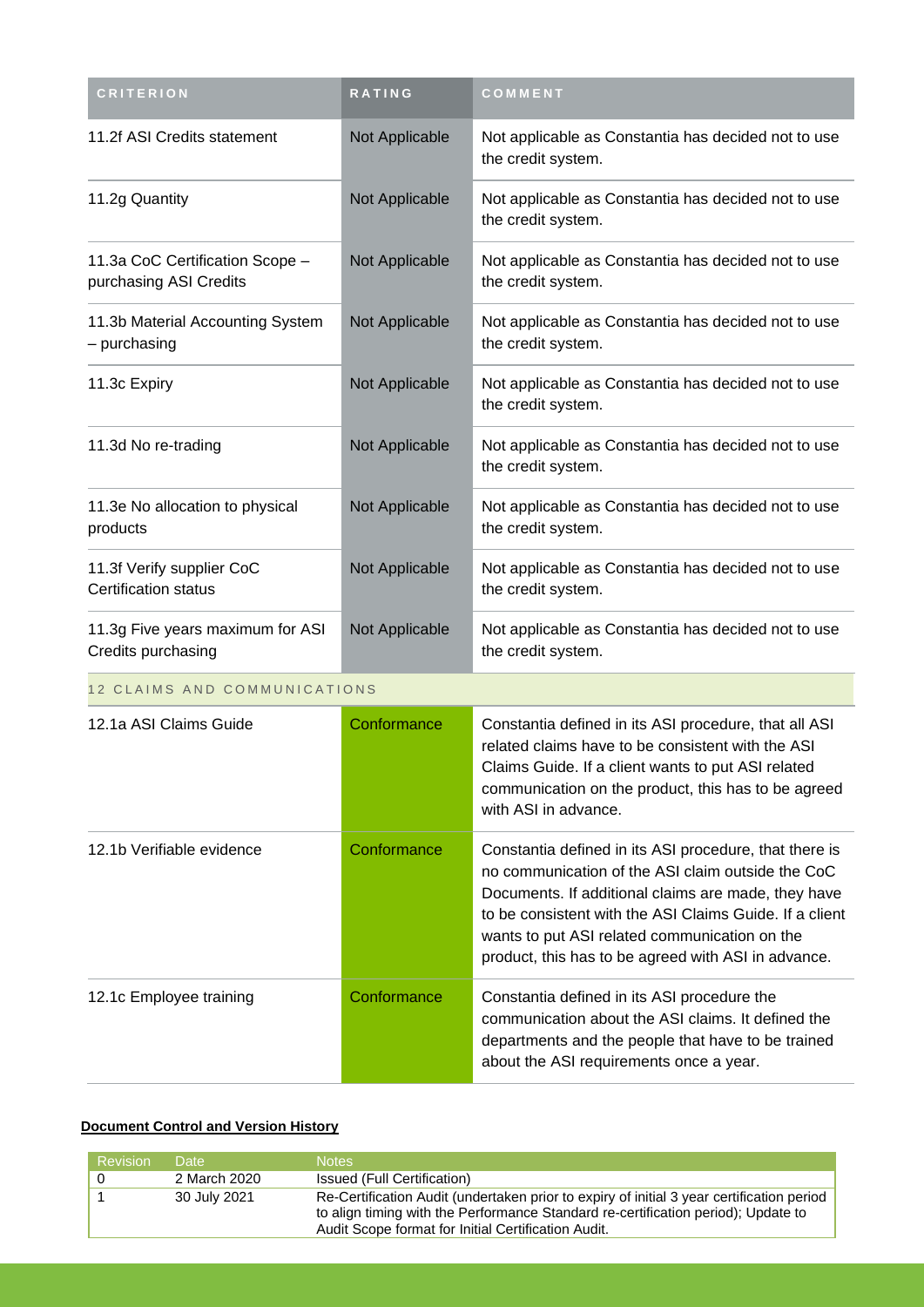| CRITERION | RATING | COMMENT |
|---|---|---|
| 11.2f ASI Credits statement | Not Applicable | Not applicable as Constantia has decided not to use the credit system. |
| 11.2g Quantity | Not Applicable | Not applicable as Constantia has decided not to use the credit system. |
| 11.3a CoC Certification Scope – purchasing ASI Credits | Not Applicable | Not applicable as Constantia has decided not to use the credit system. |
| 11.3b Material Accounting System – purchasing | Not Applicable | Not applicable as Constantia has decided not to use the credit system. |
| 11.3c Expiry | Not Applicable | Not applicable as Constantia has decided not to use the credit system. |
| 11.3d No re-trading | Not Applicable | Not applicable as Constantia has decided not to use the credit system. |
| 11.3e No allocation to physical products | Not Applicable | Not applicable as Constantia has decided not to use the credit system. |
| 11.3f Verify supplier CoC Certification status | Not Applicable | Not applicable as Constantia has decided not to use the credit system. |
| 11.3g Five years maximum for ASI Credits purchasing | Not Applicable | Not applicable as Constantia has decided not to use the credit system. |
| 12 CLAIMS AND COMMUNICATIONS | | |
| 12.1a ASI Claims Guide | Conformance | Constantia defined in its ASI procedure, that all ASI related claims have to be consistent with the ASI Claims Guide. If a client wants to put ASI related communication on the product, this has to be agreed with ASI in advance. |
| 12.1b Verifiable evidence | Conformance | Constantia defined in its ASI procedure, that there is no communication of the ASI claim outside the CoC Documents. If additional claims are made, they have to be consistent with the ASI Claims Guide. If a client wants to put ASI related communication on the product, this has to be agreed with ASI in advance. |
| 12.1c Employee training | Conformance | Constantia defined in its ASI procedure the communication about the ASI claims. It defined the departments and the people that have to be trained about the ASI requirements once a year. |

**Document Control and Version History**

| Revision | Date | Notes |
|---|---|---|
| 0 | 2 March 2020 | Issued (Full Certification) |
| 1 | 30 July 2021 | Re-Certification Audit (undertaken prior to expiry of initial 3 year certification period to align timing with the Performance Standard re-certification period); Update to Audit Scope format for Initial Certification Audit. |